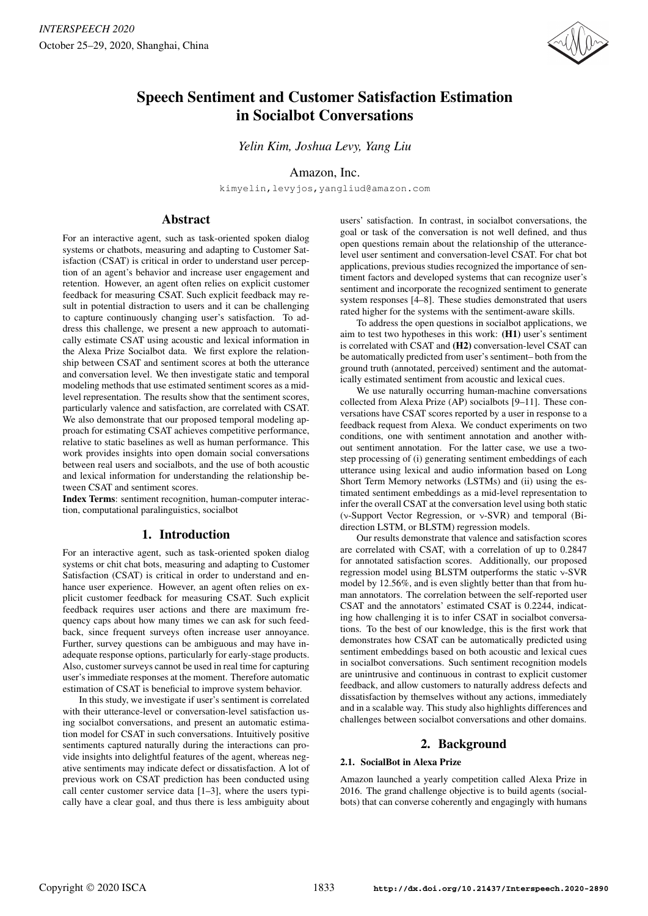# Speech Sentiment and Customer Satisfaction Estimation in Socialbot Conversations

*Yelin Kim, Joshua Levy, Yang Liu*

Amazon, Inc.

kimyelin,levyjos,yangliud@amazon.com

## Abstract

For an interactive agent, such as task-oriented spoken dialog systems or chatbots, measuring and adapting to Customer Satisfaction (CSAT) is critical in order to understand user perception of an agent's behavior and increase user engagement and retention. However, an agent often relies on explicit customer feedback for measuring CSAT. Such explicit feedback may result in potential distraction to users and it can be challenging to capture continuously changing user's satisfaction. To address this challenge, we present a new approach to automatically estimate CSAT using acoustic and lexical information in the Alexa Prize Socialbot data. We first explore the relationship between CSAT and sentiment scores at both the utterance and conversation level. We then investigate static and temporal modeling methods that use estimated sentiment scores as a mid-level representation. The results show that the sentiment scores, particularly valence and satisfaction, are correlated with CSAT. We also demonstrate that our proposed temporal modeling approach for estimating CSAT achieves competitive performance, relative to static baselines as well as human performance. This work provides insights into open domain social conversations between real users and socialbots, and the use of both acoustic and lexical information for understanding the relationship between CSAT and sentiment scores.

**Index Terms**: sentiment recognition, human-computer interaction, computational paralinguistics, socialbot

## 1. Introduction

For an interactive agent, such as task-oriented spoken dialog systems or chit chat bots, measuring and adapting to Customer Satisfaction (CSAT) is critical in order to understand and enhance user experience. However, an agent often relies on explicit customer feedback for measuring CSAT. Such explicit feedback requires user actions and there are maximum frequency caps about how many times we can ask for such feedback, since frequent surveys often increase user annoyance. Further, survey questions can be ambiguous and may have inadequate response options, particularly for early-stage products. Also, customer surveys cannot be used in real time for capturing user's immediate responses at the moment. Therefore automatic estimation of CSAT is beneficial to improve system behavior.

In this study, we investigate if user's sentiment is correlated with their utterance-level or conversation-level satisfaction using socialbot conversations, and present an automatic estimation model for CSAT in such conversations. Intuitively positive sentiments captured naturally during the interactions can provide insights into delightful features of the agent, whereas negative sentiments may indicate defect or dissatisfaction. A lot of previous work on CSAT prediction has been conducted using call center customer service data [1–3], where the users typically have a clear goal, and thus there is less ambiguity about users' satisfaction. In contrast, in socialbot conversations, the goal or task of the conversation is not well defined, and thus open questions remain about the relationship of the utterance-level user sentiment and conversation-level CSAT. For chat bot applications, previous studies recognized the importance of sentiment factors and developed systems that can recognize user's sentiment and incorporate the recognized sentiment to generate system responses [4–8]. These studies demonstrated that users rated higher for the systems with the sentiment-aware skills.

To address the open questions in socialbot applications, we aim to test two hypotheses in this work: **(H1)** user's sentiment is correlated with CSAT and **(H2)** conversation-level CSAT can be automatically predicted from user's sentiment– both from the ground truth (annotated, perceived) sentiment and the automatically estimated sentiment from acoustic and lexical cues.

We use naturally occurring human-machine conversations collected from Alexa Prize (AP) socialbots [9–11]. These conversations have CSAT scores reported by a user in response to a feedback request from Alexa. We conduct experiments on two conditions, one with sentiment annotation and another without sentiment annotation. For the latter case, we use a two-step processing of (i) generating sentiment embeddings of each utterance using lexical and audio information based on Long Short Term Memory networks (LSTMs) and (ii) using the estimated sentiment embeddings as a mid-level representation to infer the overall CSAT at the conversation level using both static ($\nu$-Support Vector Regression, or $\nu$-SVR) and temporal (Bidirection LSTM, or BLSTM) regression models.

Our results demonstrate that valence and satisfaction scores are correlated with CSAT, with a correlation of up to 0.2847 for annotated satisfaction scores. Additionally, our proposed regression model using BLSTM outperforms the static $\nu$-SVR model by 12.56%, and is even slightly better than that from human annotators. The correlation between the self-reported user CSAT and the annotators' estimated CSAT is 0.2244, indicating how challenging it is to infer CSAT in socialbot conversations. To the best of our knowledge, this is the first work that demonstrates how CSAT can be automatically predicted using sentiment embeddings based on both acoustic and lexical cues in socialbot conversations. Such sentiment recognition models are unintrusive and continuous in contrast to explicit customer feedback, and allow customers to naturally address defects and dissatisfaction by themselves without any actions, immediately and in a scalable way. This study also highlights differences and challenges between socialbot conversations and other domains.

## 2. Background

### 2.1. SocialBot in Alexa Prize

Amazon launched a yearly competition called Alexa Prize in 2016. The grand challenge objective is to build agents (socialbots) that can converse coherently and engagingly with humans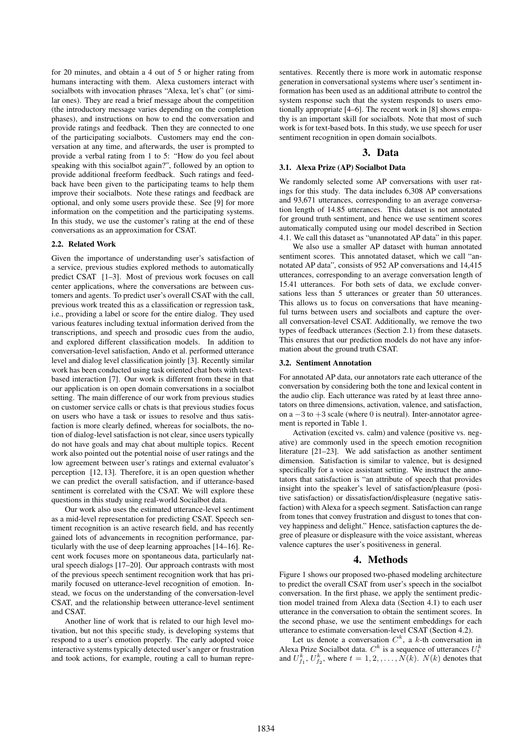for 20 minutes, and obtain a 4 out of 5 or higher rating from humans interacting with them. Alexa customers interact with socialbots with invocation phrases "Alexa, let's chat" (or similar ones). They are read a brief message about the competition (the introductory message varies depending on the completion phases), and instructions on how to end the conversation and provide ratings and feedback. Then they are connected to one of the participating socialbots. Customers may end the conversation at any time, and afterwards, the user is prompted to provide a verbal rating from 1 to 5: "How do you feel about speaking with this socialbot again?", followed by an option to provide additional freeform feedback. Such ratings and feedback have been given to the participating teams to help them improve their socialbots. Note these ratings and feedback are optional, and only some users provide these. See [9] for more information on the competition and the participating systems. In this study, we use the customer's rating at the end of these conversations as an approximation for CSAT.

### 2.2. Related Work

Given the importance of understanding user's satisfaction of a service, previous studies explored methods to automatically predict CSAT [1–3]. Most of previous work focuses on call center applications, where the conversations are between customers and agents. To predict user's overall CSAT with the call, previous work treated this as a classification or regression task, i.e., providing a label or score for the entire dialog. They used various features including textual information derived from the transcriptions, and speech and prosodic cues from the audio, and explored different classification models. In addition to conversation-level satisfaction, Ando et al. performed utterance level and dialog level classification jointly [3]. Recently similar work has been conducted using task oriented chat bots with text-based interaction [7]. Our work is different from these in that our application is on open domain conversations in a socialbot setting. The main difference of our work from previous studies on customer service calls or chats is that previous studies focus on users who have a task or issues to resolve and thus satisfaction is more clearly defined, whereas for socialbots, the notion of dialog-level satisfaction is not clear, since users typically do not have goals and may chat about multiple topics. Recent work also pointed out the potential noise of user ratings and the low agreement between user's ratings and external evaluator's perception [12, 13]. Therefore, it is an open question whether we can predict the overall satisfaction, and if utterance-based sentiment is correlated with the CSAT. We will explore these questions in this study using real-world Socialbot data.

Our work also uses the estimated utterance-level sentiment as a mid-level representation for predicting CSAT. Speech sentiment recognition is an active research field, and has recently gained lots of advancements in recognition performance, particularly with the use of deep learning approaches [14–16]. Recent work focuses more on spontaneous data, particularly natural speech dialogs [17–20]. Our approach contrasts with most of the previous speech sentiment recognition work that has primarily focused on utterance-level recognition of emotion. Instead, we focus on the understanding of the conversation-level CSAT, and the relationship between utterance-level sentiment and CSAT.

Another line of work that is related to our high level motivation, but not this specific study, is developing systems that respond to a user's emotion properly. The early adopted voice interactive systems typically detected user's anger or frustration and took actions, for example, routing a call to human representatives. Recently there is more work in automatic response generation in conversational systems where user's sentiment information has been used as an additional attribute to control the system response such that the system responds to users emotionally appropriate [4–6]. The recent work in [8] shows empathy is an important skill for socialbots. Note that most of such work is for text-based bots. In this study, we use speech for user sentiment recognition in open domain socialbots.

## 3. Data

### 3.1. Alexa Prize (AP) Socialbot Data

We randomly selected some AP conversations with user ratings for this study. The data includes 6,308 AP conversations and 93,671 utterances, corresponding to an average conversation length of 14.85 utterances. This dataset is not annotated for ground truth sentiment, and hence we use sentiment scores automatically computed using our model described in Section 4.1. We call this dataset as "unannotated AP data" in this paper.

We also use a smaller AP dataset with human annotated sentiment scores. This annotated dataset, which we call "annotated AP data", consists of 952 AP conversations and 14,415 utterances, corresponding to an average conversation length of 15.41 utterances. For both sets of data, we exclude conversations less than 5 utterances or greater than 50 utterances. This allows us to focus on conversations that have meaningful turns between users and socialbots and capture the overall conversation-level CSAT. Additionally, we remove the two types of feedback utterances (Section 2.1) from these datasets. This ensures that our prediction models do not have any information about the ground truth CSAT.

### 3.2. Sentiment Annotation

For annotated AP data, our annotators rate each utterance of the conversation by considering both the tone and lexical content in the audio clip. Each utterance was rated by at least three annotators on three dimensions, activation, valence, and satisfaction, on a $-3$ to $+3$ scale (where 0 is neutral). Inter-annotator agreement is reported in Table 1.

Activation (excited vs. calm) and valence (positive vs. negative) are commonly used in the speech emotion recognition literature [21–23]. We add satisfaction as another sentiment dimension. Satisfaction is similar to valence, but is designed specifically for a voice assistant setting. We instruct the annotators that satisfaction is "an attribute of speech that provides insight into the speaker's level of satisfaction/pleasure (positive satisfaction) or dissatisfaction/displeasure (negative satisfaction) with Alexa for a speech segment. Satisfaction can range from tones that convey frustration and disgust to tones that convey happiness and delight." Hence, satisfaction captures the degree of pleasure or displeasure with the voice assistant, whereas valence captures the user's positiveness in general.

## 4. Methods

Figure 1 shows our proposed two-phased modeling architecture to predict the overall CSAT from user's speech in the socialbot conversation. In the first phase, we apply the sentiment prediction model trained from Alexa data (Section 4.1) to each user utterance in the conversation to obtain the sentiment scores. In the second phase, we use the sentiment embeddings for each utterance to estimate conversation-level CSAT (Section 4.2).

Let us denote a conversation $C^k$, a $k$-th conversation in Alexa Prize Socialbot data. $C^k$ is a sequence of utterances $U_t^k$ and $U_{f_1}^k, U_{f_2}^k$, where $t = 1, 2, \ldots, N(k)$. $N(k)$ denotes that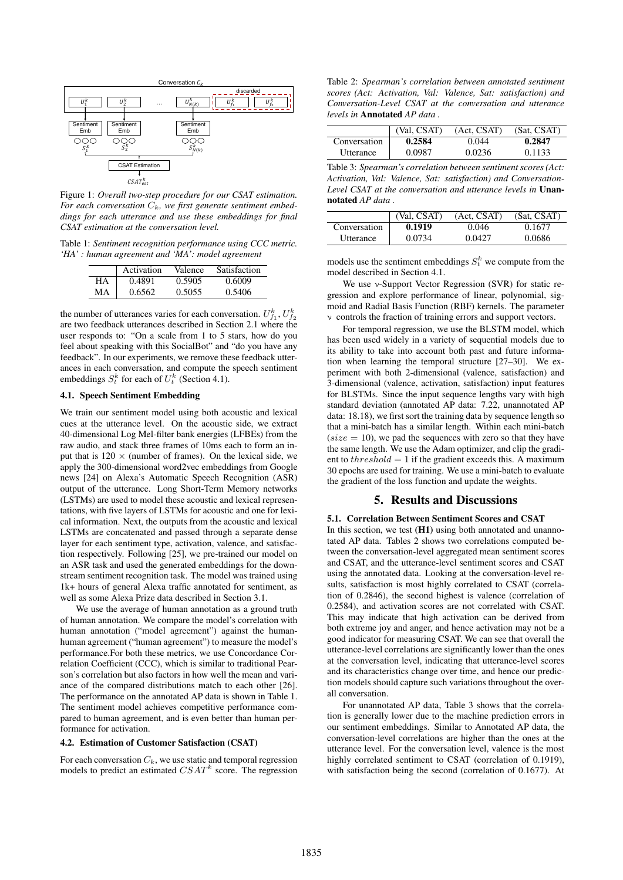Figure 1: *Overall two-step procedure for our CSAT estimation. For each conversation $C_k$, we first generate sentiment embeddings for each utterance and use these embeddings for final CSAT estimation at the conversation level.*

Table 1: *Sentiment recognition performance using CCC metric. 'HA' : human agreement and 'MA': model agreement*

| | Activation | Valence | Satisfaction |
|---|---|---|---|
| HA | 0.4891 | 0.5905 | 0.6009 |
| MA | 0.6562 | 0.5055 | 0.5406 |

the number of utterances varies for each conversation. $U^k_{f_1}, U^k_{f_2}$ are two feedback utterances described in Section 2.1 where the user responds to: "On a scale from 1 to 5 stars, how do you feel about speaking with this SocialBot" and "do you have any feedback". In our experiments, we remove these feedback utterances in each conversation, and compute the speech sentiment embeddings $S^k_t$ for each of $U^k_t$ (Section 4.1).

### 4.1. Speech Sentiment Embedding

We train our sentiment model using both acoustic and lexical cues at the utterance level. On the acoustic side, we extract 40-dimensional Log Mel-filter bank energies (LFBEs) from the raw audio, and stack three frames of 10ms each to form an input that is $120 \times$ (number of frames). On the lexical side, we apply the 300-dimensional word2vec embeddings from Google news [24] on Alexa's Automatic Speech Recognition (ASR) output of the utterance. Long Short-Term Memory networks (LSTMs) are used to model these acoustic and lexical representations, with five layers of LSTMs for acoustic and one for lexical information. Next, the outputs from the acoustic and lexical LSTMs are concatenated and passed through a separate dense layer for each sentiment type, activation, valence, and satisfaction respectively. Following [25], we pre-trained our model on an ASR task and used the generated embeddings for the downstream sentiment recognition task. The model was trained using 1k+ hours of general Alexa traffic annotated for sentiment, as well as some Alexa Prize data described in Section 3.1.

We use the average of human annotation as a ground truth of human annotation. We compare the model's correlation with human annotation ("model agreement") against the human-human agreement ("human agreement") to measure the model's performance.For both these metrics, we use Concordance Correlation Coefficient (CCC), which is similar to traditional Pearson's correlation but also factors in how well the mean and variance of the compared distributions match to each other [26]. The performance on the annotated AP data is shown in Table 1. The sentiment model achieves competitive performance compared to human agreement, and is even better than human performance for activation.

### 4.2. Estimation of Customer Satisfaction (CSAT)

For each conversation $C_k$, we use static and temporal regression models to predict an estimated $CSAT^k$ score. The regression models use the sentiment embeddings $S^k_t$ we compute from the model described in Section 4.1.

We use ν-Support Vector Regression (SVR) for static regression and explore performance of linear, polynomial, sigmoid and Radial Basis Function (RBF) kernels. The parameter ν controls the fraction of training errors and support vectors.

For temporal regression, we use the BLSTM model, which has been used widely in a variety of sequential models due to its ability to take into account both past and future information when learning the temporal structure [27–30]. We experiment with both 2-dimensional (valence, satisfaction) and 3-dimensional (valence, activation, satisfaction) input features for BLSTMs. Since the input sequence lengths vary with high standard deviation (annotated AP data: 7.22, unannotated AP data: 18.18), we first sort the training data by sequence length so that a mini-batch has a similar length. Within each mini-batch ($size = 10$), we pad the sequences with zero so that they have the same length. We use the Adam optimizer, and clip the gradient to $threshold = 1$ if the gradient exceeds this. A maximum 30 epochs are used for training. We use a mini-batch to evaluate the gradient of the loss function and update the weights.

Table 2: *Spearman's correlation between annotated sentiment scores (Act: Activation, Val: Valence, Sat: satisfaction) and Conversation-Level CSAT at the conversation and utterance levels in* **Annotated** *AP data .*

| | (Val, CSAT) | (Act, CSAT) | (Sat, CSAT) |
|---|---|---|---|
| Conversation | **0.2584** | 0.044 | **0.2847** |
| Utterance | 0.0987 | 0.0236 | 0.1133 |

Table 3: *Spearman's correlation between sentiment scores (Act: Activation, Val: Valence, Sat: satisfaction) and Conversation-Level CSAT at the conversation and utterance levels in* **Unannotated** *AP data .*

| | (Val, CSAT) | (Act, CSAT) | (Sat, CSAT) |
|---|---|---|---|
| Conversation | **0.1919** | 0.046 | 0.1677 |
| Utterance | 0.0734 | 0.0427 | 0.0686 |

## 5. Results and Discussions

### 5.1. Correlation Between Sentiment Scores and CSAT

In this section, we test **(H1)** using both annotated and unannotated AP data. Tables 2 shows two correlations computed between the conversation-level aggregated mean sentiment scores and CSAT, and the utterance-level sentiment scores and CSAT using the annotated data. Looking at the conversation-level results, satisfaction is most highly correlated to CSAT (correlation of 0.2846), the second highest is valence (correlation of 0.2584), and activation scores are not correlated with CSAT. This may indicate that high activation can be derived from both extreme joy and anger, and hence activation may not be a good indicator for measuring CSAT. We can see that overall the utterance-level correlations are significantly lower than the ones at the conversation level, indicating that utterance-level scores and its characteristics change over time, and hence our prediction models should capture such variations throughout the overall conversation.

For unannotated AP data, Table 3 shows that the correlation is generally lower due to the machine prediction errors in our sentiment embeddings. Similar to Annotated AP data, the conversation-level correlations are higher than the ones at the utterance level. For the conversation level, valence is the most highly correlated sentiment to CSAT (correlation of 0.1919), with satisfaction being the second (correlation of 0.1677). At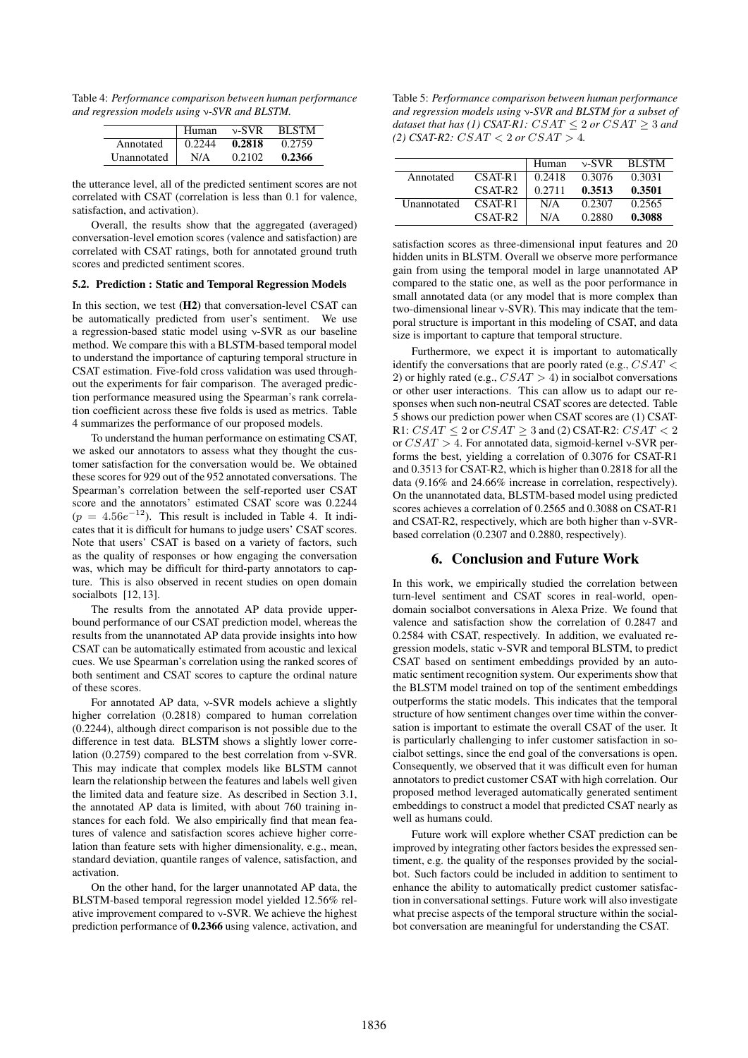Table 4: *Performance comparison between human performance and regression models using ν-SVR and BLSTM.*

| | Human | ν-SVR | BLSTM |
|---|---|---|---|
| Annotated | 0.2244 | **0.2818** | 0.2759 |
| Unannotated | N/A | 0.2102 | **0.2366** |

the utterance level, all of the predicted sentiment scores are not correlated with CSAT (correlation is less than 0.1 for valence, satisfaction, and activation).

Overall, the results show that the aggregated (averaged) conversation-level emotion scores (valence and satisfaction) are correlated with CSAT ratings, both for annotated ground truth scores and predicted sentiment scores.

### 5.2. Prediction : Static and Temporal Regression Models

In this section, we test **(H2)** that conversation-level CSAT can be automatically predicted from user's sentiment. We use a regression-based static model using ν-SVR as our baseline method. We compare this with a BLSTM-based temporal model to understand the importance of capturing temporal structure in CSAT estimation. Five-fold cross validation was used throughout the experiments for fair comparison. The averaged prediction performance measured using the Spearman's rank correlation coefficient across these five folds is used as metrics. Table 4 summarizes the performance of our proposed models.

To understand the human performance on estimating CSAT, we asked our annotators to assess what they thought the customer satisfaction for the conversation would be. We obtained these scores for 929 out of the 952 annotated conversations. The Spearman's correlation between the self-reported user CSAT score and the annotators' estimated CSAT score was 0.2244 ($p = 4.56e^{-12}$). This result is included in Table 4. It indicates that it is difficult for humans to judge users' CSAT scores. Note that users' CSAT is based on a variety of factors, such as the quality of responses or how engaging the conversation was, which may be difficult for third-party annotators to capture. This is also observed in recent studies on open domain socialbots [12, 13].

The results from the annotated AP data provide upper-bound performance of our CSAT prediction model, whereas the results from the unannotated AP data provide insights into how CSAT can be automatically estimated from acoustic and lexical cues. We use Spearman's correlation using the ranked scores of both sentiment and CSAT scores to capture the ordinal nature of these scores.

For annotated AP data, ν-SVR models achieve a slightly higher correlation (0.2818) compared to human correlation (0.2244), although direct comparison is not possible due to the difference in test data. BLSTM shows a slightly lower correlation (0.2759) compared to the best correlation from ν-SVR. This may indicate that complex models like BLSTM cannot learn the relationship between the features and labels well given the limited data and feature size. As described in Section 3.1, the annotated AP data is limited, with about 760 training instances for each fold. We also empirically find that mean features of valence and satisfaction scores achieve higher correlation than feature sets with higher dimensionality, e.g., mean, standard deviation, quantile ranges of valence, satisfaction, and activation.

On the other hand, for the larger unannotated AP data, the BLSTM-based temporal regression model yielded 12.56% relative improvement compared to ν-SVR. We achieve the highest prediction performance of **0.2366** using valence, activation, and satisfaction scores as three-dimensional input features and 20 hidden units in BLSTM. Overall we observe more performance gain from using the temporal model in large unannotated AP compared to the static one, as well as the poor performance in small annotated data (or any model that is more complex than two-dimensional linear ν-SVR). This may indicate that the temporal structure is important in this modeling of CSAT, and data size is important to capture that temporal structure.

Table 5: *Performance comparison between human performance and regression models using ν-SVR and BLSTM for a subset of dataset that has (1) CSAT-R1: $CSAT \leq 2$ or $CSAT \geq 3$ and (2) CSAT-R2: $CSAT < 2$ or $CSAT > 4$.*

| | | Human | ν-SVR | BLSTM |
|---|---|---|---|---|
| Annotated | CSAT-R1 | 0.2418 | 0.3076 | 0.3031 |
| | CSAT-R2 | 0.2711 | **0.3513** | **0.3501** |
| Unannotated | CSAT-R1 | N/A | 0.2307 | 0.2565 |
| | CSAT-R2 | N/A | 0.2880 | **0.3088** |

Furthermore, we expect it is important to automatically identify the conversations that are poorly rated (e.g., $CSAT < 2$) or highly rated (e.g., $CSAT > 4$) in socialbot conversations or other user interactions. This can allow us to adapt our responses when such non-neutral CSAT scores are detected. Table 5 shows our prediction power when CSAT scores are (1) CSAT-R1: $CSAT \leq 2$ or $CSAT \geq 3$ and (2) CSAT-R2: $CSAT < 2$ or $CSAT > 4$. For annotated data, sigmoid-kernel ν-SVR performs the best, yielding a correlation of 0.3076 for CSAT-R1 and 0.3513 for CSAT-R2, which is higher than 0.2818 for all the data (9.16% and 24.66% increase in correlation, respectively). On the unannotated data, BLSTM-based model using predicted scores achieves a correlation of 0.2565 and 0.3088 on CSAT-R1 and CSAT-R2, respectively, which are both higher than ν-SVR-based correlation (0.2307 and 0.2880, respectively).

## 6. Conclusion and Future Work

In this work, we empirically studied the correlation between turn-level sentiment and CSAT scores in real-world, open-domain socialbot conversations in Alexa Prize. We found that valence and satisfaction show the correlation of 0.2847 and 0.2584 with CSAT, respectively. In addition, we evaluated regression models, static ν-SVR and temporal BLSTM, to predict CSAT based on sentiment embeddings provided by an automatic sentiment recognition system. Our experiments show that the BLSTM model trained on top of the sentiment embeddings outperforms the static models. This indicates that the temporal structure of how sentiment changes over time within the conversation is important to estimate the overall CSAT of the user. It is particularly challenging to infer customer satisfaction in socialbot settings, since the end goal of the conversations is open. Consequently, we observed that it was difficult even for human annotators to predict customer CSAT with high correlation. Our proposed method leveraged automatically generated sentiment embeddings to construct a model that predicted CSAT nearly as well as humans could.

Future work will explore whether CSAT prediction can be improved by integrating other factors besides the expressed sentiment, e.g. the quality of the responses provided by the socialbot. Such factors could be included in addition to sentiment to enhance the ability to automatically predict customer satisfaction in conversational settings. Future work will also investigate what precise aspects of the temporal structure within the socialbot conversation are meaningful for understanding the CSAT.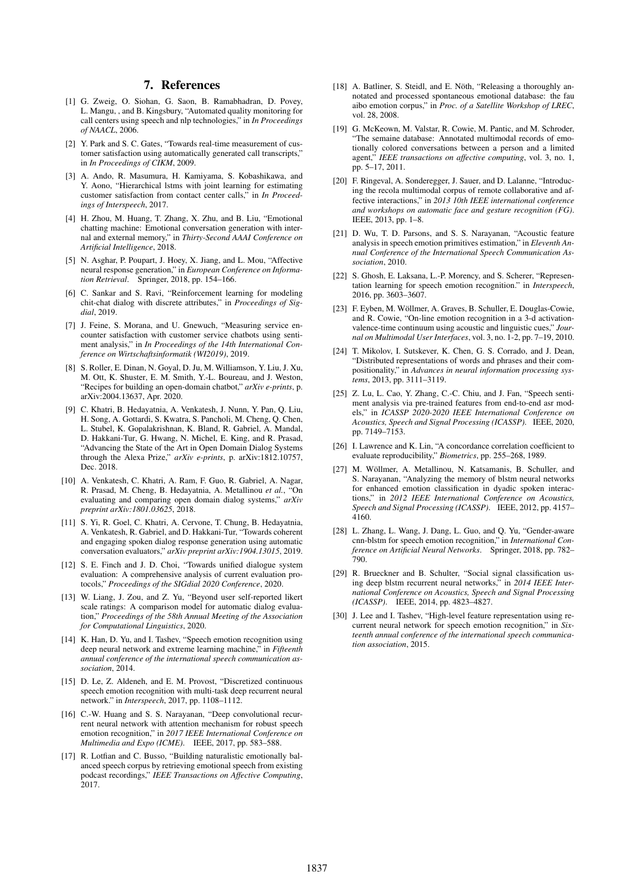## 7. References

[1] G. Zweig, O. Siohan, G. Saon, B. Ramabhadran, D. Povey, L. Mangu, , and B. Kingsbury, "Automated quality monitoring for call centers using speech and nlp technologies," in *In Proceedings of NAACL*, 2006.

[2] Y. Park and S. C. Gates, "Towards real-time measurement of customer satisfaction using automatically generated call transcripts," in *In Proceedings of CIKM*, 2009.

[3] A. Ando, R. Masumura, H. Kamiyama, S. Kobashikawa, and Y. Aono, "Hierarchical lstms with joint learning for estimating customer satisfaction from contact center calls," in *In Proceedings of Interspeech*, 2017.

[4] H. Zhou, M. Huang, T. Zhang, X. Zhu, and B. Liu, "Emotional chatting machine: Emotional conversation generation with internal and external memory," in *Thirty-Second AAAI Conference on Artificial Intelligence*, 2018.

[5] N. Asghar, P. Poupart, J. Hoey, X. Jiang, and L. Mou, "Affective neural response generation," in *European Conference on Information Retrieval*. Springer, 2018, pp. 154–166.

[6] C. Sankar and S. Ravi, "Reinforcement learning for modeling chit-chat dialog with discrete attributes," in *Proceedings of Sigdial*, 2019.

[7] J. Feine, S. Morana, and U. Gnewuch, "Measuring service encounter satisfaction with customer service chatbots using sentiment analysis," in *In Proceedings of the 14th International Conference on Wirtschaftsinformatik (WI2019)*, 2019.

[8] S. Roller, E. Dinan, N. Goyal, D. Ju, M. Williamson, Y. Liu, J. Xu, M. Ott, K. Shuster, E. M. Smith, Y.-L. Boureau, and J. Weston, "Recipes for building an open-domain chatbot," *arXiv e-prints*, p. arXiv:2004.13637, Apr. 2020.

[9] C. Khatri, B. Hedayatnia, A. Venkatesh, J. Nunn, Y. Pan, Q. Liu, H. Song, A. Gottardi, S. Kwatra, S. Pancholi, M. Cheng, Q. Chen, L. Stubel, K. Gopalakrishnan, K. Bland, R. Gabriel, A. Mandal, D. Hakkani-Tur, G. Hwang, N. Michel, E. King, and R. Prasad, "Advancing the State of the Art in Open Domain Dialog Systems through the Alexa Prize," *arXiv e-prints*, p. arXiv:1812.10757, Dec. 2018.

[10] A. Venkatesh, C. Khatri, A. Ram, F. Guo, R. Gabriel, A. Nagar, R. Prasad, M. Cheng, B. Hedayatnia, A. Metallinou *et al.*, "On evaluating and comparing open domain dialog systems," *arXiv preprint arXiv:1801.03625*, 2018.

[11] S. Yi, R. Goel, C. Khatri, A. Cervone, T. Chung, B. Hedayatnia, A. Venkatesh, R. Gabriel, and D. Hakkani-Tur, "Towards coherent and engaging spoken dialog response generation using automatic conversation evaluators," *arXiv preprint arXiv:1904.13015*, 2019.

[12] S. E. Finch and J. D. Choi, "Towards unified dialogue system evaluation: A comprehensive analysis of current evaluation protocols," *Proceedings of the SIGdial 2020 Conference*, 2020.

[13] W. Liang, J. Zou, and Z. Yu, "Beyond user self-reported likert scale ratings: A comparison model for automatic dialog evaluation," *Proceedings of the 58th Annual Meeting of the Association for Computational Linguistics*, 2020.

[14] K. Han, D. Yu, and I. Tashev, "Speech emotion recognition using deep neural network and extreme learning machine," in *Fifteenth annual conference of the international speech communication association*, 2014.

[15] D. Le, Z. Aldeneh, and E. M. Provost, "Discretized continuous speech emotion recognition with multi-task deep recurrent neural network." in *Interspeech*, 2017, pp. 1108–1112.

[16] C.-W. Huang and S. S. Narayanan, "Deep convolutional recurrent neural network with attention mechanism for robust speech emotion recognition," in *2017 IEEE International Conference on Multimedia and Expo (ICME)*. IEEE, 2017, pp. 583–588.

[17] R. Lotfian and C. Busso, "Building naturalistic emotionally balanced speech corpus by retrieving emotional speech from existing podcast recordings," *IEEE Transactions on Affective Computing*, 2017.

[18] A. Batliner, S. Steidl, and E. Nöth, "Releasing a thoroughly annotated and processed spontaneous emotional database: the fau aibo emotion corpus," in *Proc. of a Satellite Workshop of LREC*, vol. 28, 2008.

[19] G. McKeown, M. Valstar, R. Cowie, M. Pantic, and M. Schroder, "The semaine database: Annotated multimodal records of emotionally colored conversations between a person and a limited agent," *IEEE transactions on affective computing*, vol. 3, no. 1, pp. 5–17, 2011.

[20] F. Ringeval, A. Sonderegger, J. Sauer, and D. Lalanne, "Introducing the recola multimodal corpus of remote collaborative and affective interactions," in *2013 10th IEEE international conference and workshops on automatic face and gesture recognition (FG)*. IEEE, 2013, pp. 1–8.

[21] D. Wu, T. D. Parsons, and S. S. Narayanan, "Acoustic feature analysis in speech emotion primitives estimation," in *Eleventh Annual Conference of the International Speech Communication Association*, 2010.

[22] S. Ghosh, E. Laksana, L.-P. Morency, and S. Scherer, "Representation learning for speech emotion recognition." in *Interspeech*, 2016, pp. 3603–3607.

[23] F. Eyben, M. Wöllmer, A. Graves, B. Schuller, E. Douglas-Cowie, and R. Cowie, "On-line emotion recognition in a 3-d activation-valence-time continuum using acoustic and linguistic cues," *Journal on Multimodal User Interfaces*, vol. 3, no. 1-2, pp. 7–19, 2010.

[24] T. Mikolov, I. Sutskever, K. Chen, G. S. Corrado, and J. Dean, "Distributed representations of words and phrases and their compositionality," in *Advances in neural information processing systems*, 2013, pp. 3111–3119.

[25] Z. Lu, L. Cao, Y. Zhang, C.-C. Chiu, and J. Fan, "Speech sentiment analysis via pre-trained features from end-to-end asr models," in *ICASSP 2020-2020 IEEE International Conference on Acoustics, Speech and Signal Processing (ICASSP)*. IEEE, 2020, pp. 7149–7153.

[26] I. Lawrence and K. Lin, "A concordance correlation coefficient to evaluate reproducibility," *Biometrics*, pp. 255–268, 1989.

[27] M. Wöllmer, A. Metallinou, N. Katsamanis, B. Schuller, and S. Narayanan, "Analyzing the memory of blstm neural networks for enhanced emotion classification in dyadic spoken interactions," in *2012 IEEE International Conference on Acoustics, Speech and Signal Processing (ICASSP)*. IEEE, 2012, pp. 4157–4160.

[28] L. Zhang, L. Wang, J. Dang, L. Guo, and Q. Yu, "Gender-aware cnn-blstm for speech emotion recognition," in *International Conference on Artificial Neural Networks*. Springer, 2018, pp. 782–790.

[29] R. Brueckner and B. Schulter, "Social signal classification using deep blstm recurrent neural networks," in *2014 IEEE International Conference on Acoustics, Speech and Signal Processing (ICASSP)*. IEEE, 2014, pp. 4823–4827.

[30] J. Lee and I. Tashev, "High-level feature representation using recurrent neural network for speech emotion recognition," in *Sixteenth annual conference of the international speech communication association*, 2015.